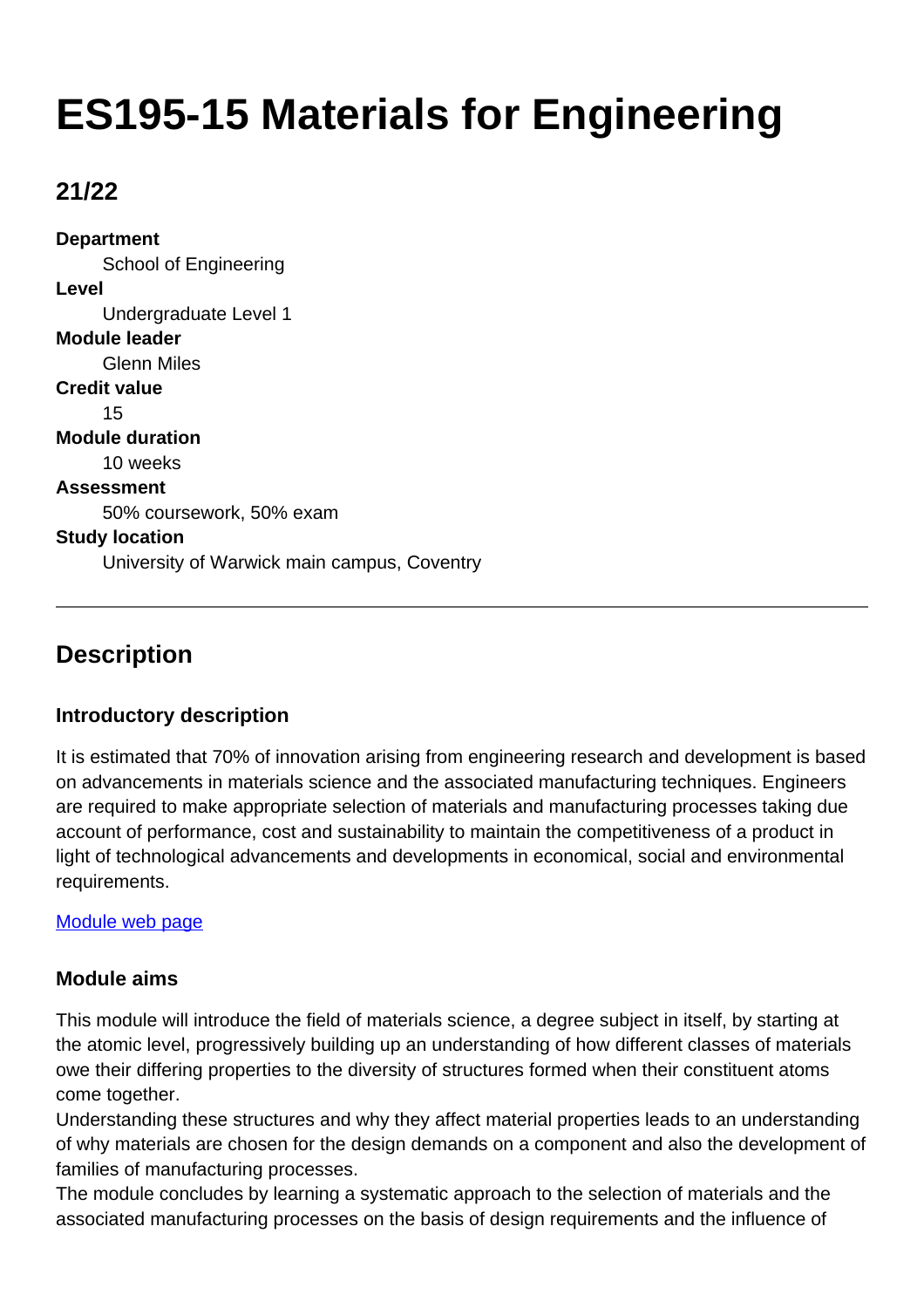# ES195-15 Materials for Engineering

## 21/22

**Department**
School of Engineering

**Level**
Undergraduate Level 1

**Module leader**
Glenn Miles

**Credit value**
15

**Module duration**
10 weeks

**Assessment**
50% coursework, 50% exam

**Study location**
University of Warwick main campus, Coventry

---

## Description

### Introductory description

It is estimated that 70% of innovation arising from engineering research and development is based on advancements in materials science and the associated manufacturing techniques. Engineers are required to make appropriate selection of materials and manufacturing processes taking due account of performance, cost and sustainability to maintain the competitiveness of a product in light of technological advancements and developments in economical, social and environmental requirements.

[Module web page]

### Module aims

This module will introduce the field of materials science, a degree subject in itself, by starting at the atomic level, progressively building up an understanding of how different classes of materials owe their differing properties to the diversity of structures formed when their constituent atoms come together.
Understanding these structures and why they affect material properties leads to an understanding of why materials are chosen for the design demands on a component and also the development of families of manufacturing processes.
The module concludes by learning a systematic approach to the selection of materials and the associated manufacturing processes on the basis of design requirements and the influence of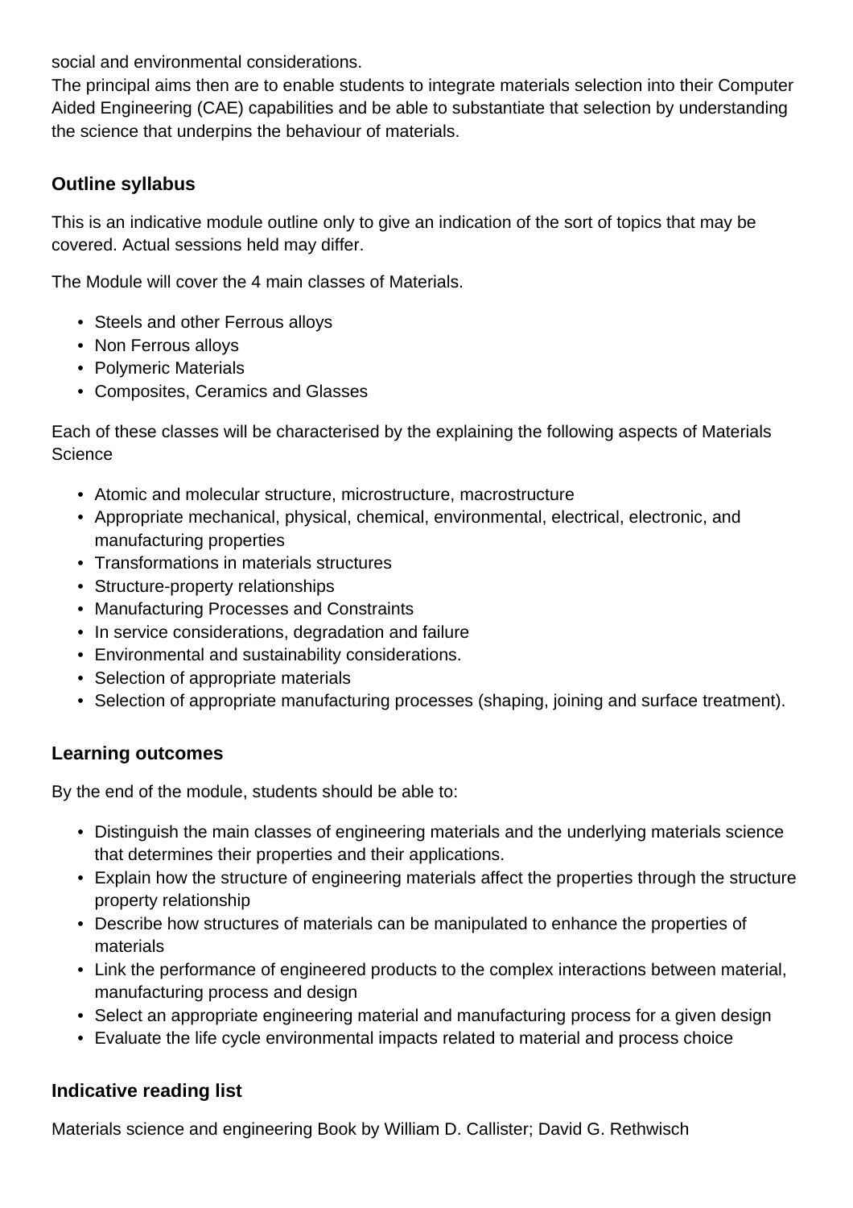social and environmental considerations.
The principal aims then are to enable students to integrate materials selection into their Computer Aided Engineering (CAE) capabilities and be able to substantiate that selection by understanding the science that underpins the behaviour of materials.

## Outline syllabus

This is an indicative module outline only to give an indication of the sort of topics that may be covered. Actual sessions held may differ.

The Module will cover the 4 main classes of Materials.

- Steels and other Ferrous alloys
- Non Ferrous alloys
- Polymeric Materials
- Composites, Ceramics and Glasses

Each of these classes will be characterised by the explaining the following aspects of Materials Science

- Atomic and molecular structure, microstructure, macrostructure
- Appropriate mechanical, physical, chemical, environmental, electrical, electronic, and manufacturing properties
- Transformations in materials structures
- Structure-property relationships
- Manufacturing Processes and Constraints
- In service considerations, degradation and failure
- Environmental and sustainability considerations.
- Selection of appropriate materials
- Selection of appropriate manufacturing processes (shaping, joining and surface treatment).

## Learning outcomes

By the end of the module, students should be able to:

- Distinguish the main classes of engineering materials and the underlying materials science that determines their properties and their applications.
- Explain how the structure of engineering materials affect the properties through the structure property relationship
- Describe how structures of materials can be manipulated to enhance the properties of materials
- Link the performance of engineered products to the complex interactions between material, manufacturing process and design
- Select an appropriate engineering material and manufacturing process for a given design
- Evaluate the life cycle environmental impacts related to material and process choice

## Indicative reading list

Materials science and engineering Book by William D. Callister; David G. Rethwisch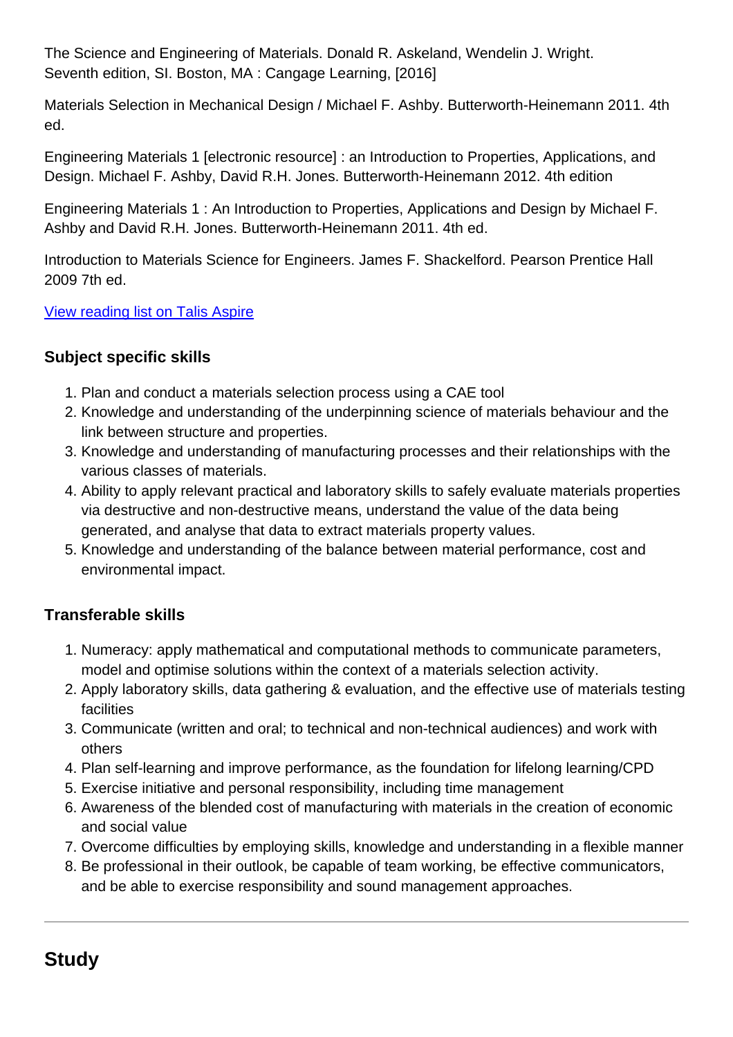The Science and Engineering of Materials. Donald R. Askeland, Wendelin J. Wright. Seventh edition, SI. Boston, MA : Cangage Learning, [2016]

Materials Selection in Mechanical Design / Michael F. Ashby. Butterworth-Heinemann 2011. 4th ed.

Engineering Materials 1 [electronic resource] : an Introduction to Properties, Applications, and Design. Michael F. Ashby, David R.H. Jones. Butterworth-Heinemann 2012. 4th edition

Engineering Materials 1 : An Introduction to Properties, Applications and Design by Michael F. Ashby and David R.H. Jones. Butterworth-Heinemann 2011. 4th ed.

Introduction to Materials Science for Engineers. James F. Shackelford. Pearson Prentice Hall 2009 7th ed.

[View reading list on Talis Aspire]

### Subject specific skills

1. Plan and conduct a materials selection process using a CAE tool
2. Knowledge and understanding of the underpinning science of materials behaviour and the link between structure and properties.
3. Knowledge and understanding of manufacturing processes and their relationships with the various classes of materials.
4. Ability to apply relevant practical and laboratory skills to safely evaluate materials properties via destructive and non-destructive means, understand the value of the data being generated, and analyse that data to extract materials property values.
5. Knowledge and understanding of the balance between material performance, cost and environmental impact.

### Transferable skills

1. Numeracy: apply mathematical and computational methods to communicate parameters, model and optimise solutions within the context of a materials selection activity.
2. Apply laboratory skills, data gathering & evaluation, and the effective use of materials testing facilities
3. Communicate (written and oral; to technical and non-technical audiences) and work with others
4. Plan self-learning and improve performance, as the foundation for lifelong learning/CPD
5. Exercise initiative and personal responsibility, including time management
6. Awareness of the blended cost of manufacturing with materials in the creation of economic and social value
7. Overcome difficulties by employing skills, knowledge and understanding in a flexible manner
8. Be professional in their outlook, be capable of team working, be effective communicators, and be able to exercise responsibility and sound management approaches.

---

## Study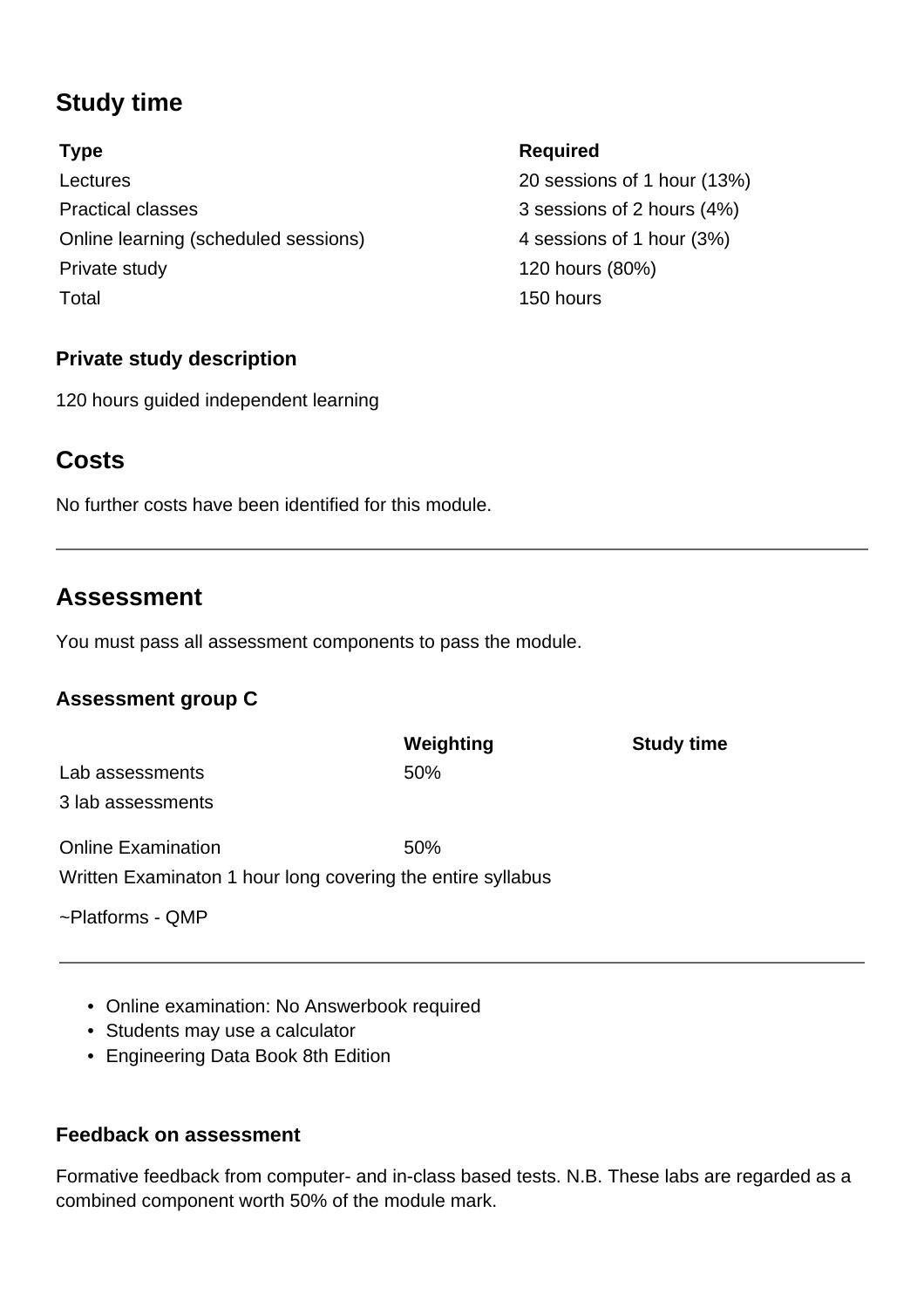## Study time

| Type | Required |
|---|---|
| Lectures | 20 sessions of 1 hour (13%) |
| Practical classes | 3 sessions of 2 hours (4%) |
| Online learning (scheduled sessions) | 4 sessions of 1 hour (3%) |
| Private study | 120 hours (80%) |
| Total | 150 hours |

### Private study description

120 hours guided independent learning

## Costs

No further costs have been identified for this module.

---

## Assessment

You must pass all assessment components to pass the module.

### Assessment group C

| | Weighting | Study time |
|---|---|---|
| Lab assessments<br>3 lab assessments | 50% | |
| Online Examination<br>Written Examinaton 1 hour long covering the entire syllabus<br>~Platforms - QMP | 50% | |

- Online examination: No Answerbook required
- Students may use a calculator
- Engineering Data Book 8th Edition

### Feedback on assessment

Formative feedback from computer- and in-class based tests. N.B. These labs are regarded as a combined component worth 50% of the module mark.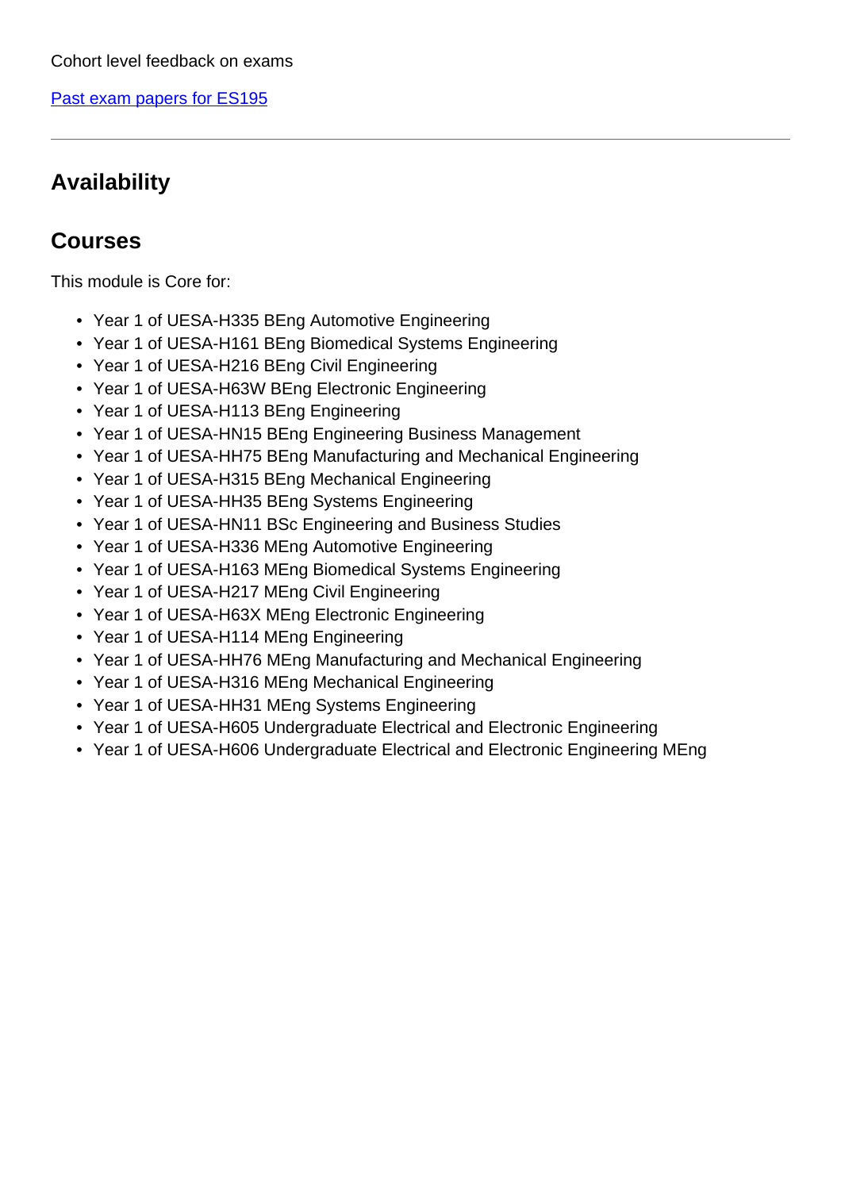Cohort level feedback on exams

[Past exam papers for ES195]

---

## Availability

## Courses

This module is Core for:

- Year 1 of UESA-H335 BEng Automotive Engineering
- Year 1 of UESA-H161 BEng Biomedical Systems Engineering
- Year 1 of UESA-H216 BEng Civil Engineering
- Year 1 of UESA-H63W BEng Electronic Engineering
- Year 1 of UESA-H113 BEng Engineering
- Year 1 of UESA-HN15 BEng Engineering Business Management
- Year 1 of UESA-HH75 BEng Manufacturing and Mechanical Engineering
- Year 1 of UESA-H315 BEng Mechanical Engineering
- Year 1 of UESA-HH35 BEng Systems Engineering
- Year 1 of UESA-HN11 BSc Engineering and Business Studies
- Year 1 of UESA-H336 MEng Automotive Engineering
- Year 1 of UESA-H163 MEng Biomedical Systems Engineering
- Year 1 of UESA-H217 MEng Civil Engineering
- Year 1 of UESA-H63X MEng Electronic Engineering
- Year 1 of UESA-H114 MEng Engineering
- Year 1 of UESA-HH76 MEng Manufacturing and Mechanical Engineering
- Year 1 of UESA-H316 MEng Mechanical Engineering
- Year 1 of UESA-HH31 MEng Systems Engineering
- Year 1 of UESA-H605 Undergraduate Electrical and Electronic Engineering
- Year 1 of UESA-H606 Undergraduate Electrical and Electronic Engineering MEng